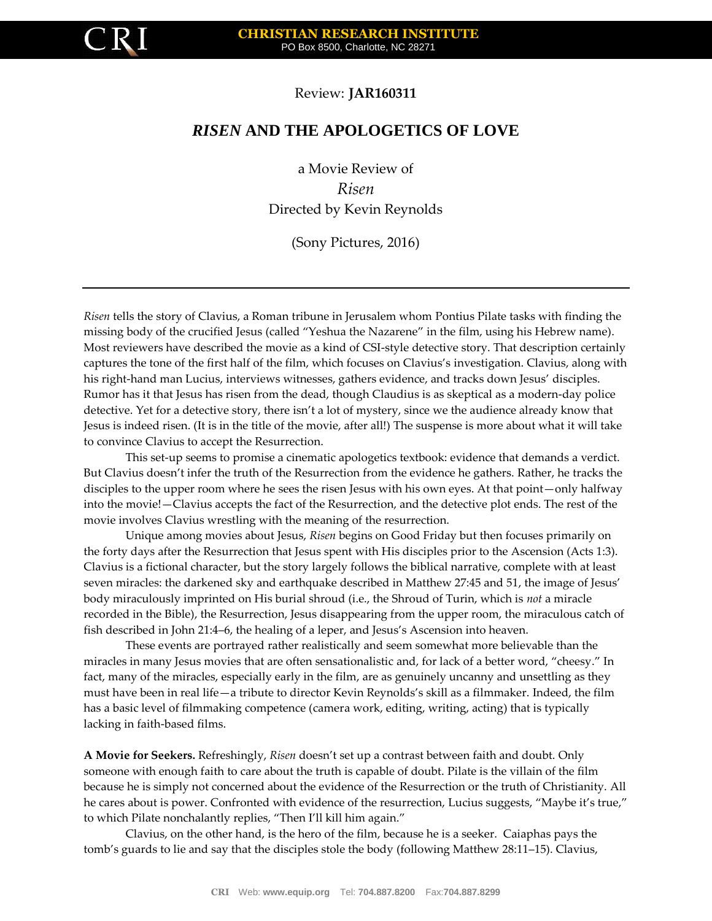Review: **JAR160311**

# *RISEN* AND THE APOLOGETICS OF LOVE

a Movie Review of
*Risen*
Directed by Kevin Reynolds

(Sony Pictures, 2016)

---

*Risen* tells the story of Clavius, a Roman tribune in Jerusalem whom Pontius Pilate tasks with finding the missing body of the crucified Jesus (called "Yeshua the Nazarene" in the film, using his Hebrew name). Most reviewers have described the movie as a kind of CSI-style detective story. That description certainly captures the tone of the first half of the film, which focuses on Clavius's investigation. Clavius, along with his right-hand man Lucius, interviews witnesses, gathers evidence, and tracks down Jesus' disciples. Rumor has it that Jesus has risen from the dead, though Claudius is as skeptical as a modern-day police detective. Yet for a detective story, there isn't a lot of mystery, since we the audience already know that Jesus is indeed risen. (It is in the title of the movie, after all!) The suspense is more about what it will take to convince Clavius to accept the Resurrection.

This set-up seems to promise a cinematic apologetics textbook: evidence that demands a verdict. But Clavius doesn't infer the truth of the Resurrection from the evidence he gathers. Rather, he tracks the disciples to the upper room where he sees the risen Jesus with his own eyes. At that point—only halfway into the movie!—Clavius accepts the fact of the Resurrection, and the detective plot ends. The rest of the movie involves Clavius wrestling with the meaning of the resurrection.

Unique among movies about Jesus, *Risen* begins on Good Friday but then focuses primarily on the forty days after the Resurrection that Jesus spent with His disciples prior to the Ascension (Acts 1:3). Clavius is a fictional character, but the story largely follows the biblical narrative, complete with at least seven miracles: the darkened sky and earthquake described in Matthew 27:45 and 51, the image of Jesus' body miraculously imprinted on His burial shroud (i.e., the Shroud of Turin, which is *not* a miracle recorded in the Bible), the Resurrection, Jesus disappearing from the upper room, the miraculous catch of fish described in John 21:4–6, the healing of a leper, and Jesus's Ascension into heaven.

These events are portrayed rather realistically and seem somewhat more believable than the miracles in many Jesus movies that are often sensationalistic and, for lack of a better word, "cheesy." In fact, many of the miracles, especially early in the film, are as genuinely uncanny and unsettling as they must have been in real life—a tribute to director Kevin Reynolds's skill as a filmmaker. Indeed, the film has a basic level of filmmaking competence (camera work, editing, writing, acting) that is typically lacking in faith-based films.

**A Movie for Seekers.** Refreshingly, *Risen* doesn't set up a contrast between faith and doubt. Only someone with enough faith to care about the truth is capable of doubt. Pilate is the villain of the film because he is simply not concerned about the evidence of the Resurrection or the truth of Christianity. All he cares about is power. Confronted with evidence of the resurrection, Lucius suggests, "Maybe it's true," to which Pilate nonchalantly replies, "Then I'll kill him again."

Clavius, on the other hand, is the hero of the film, because he is a seeker. Caiaphas pays the tomb's guards to lie and say that the disciples stole the body (following Matthew 28:11–15). Clavius,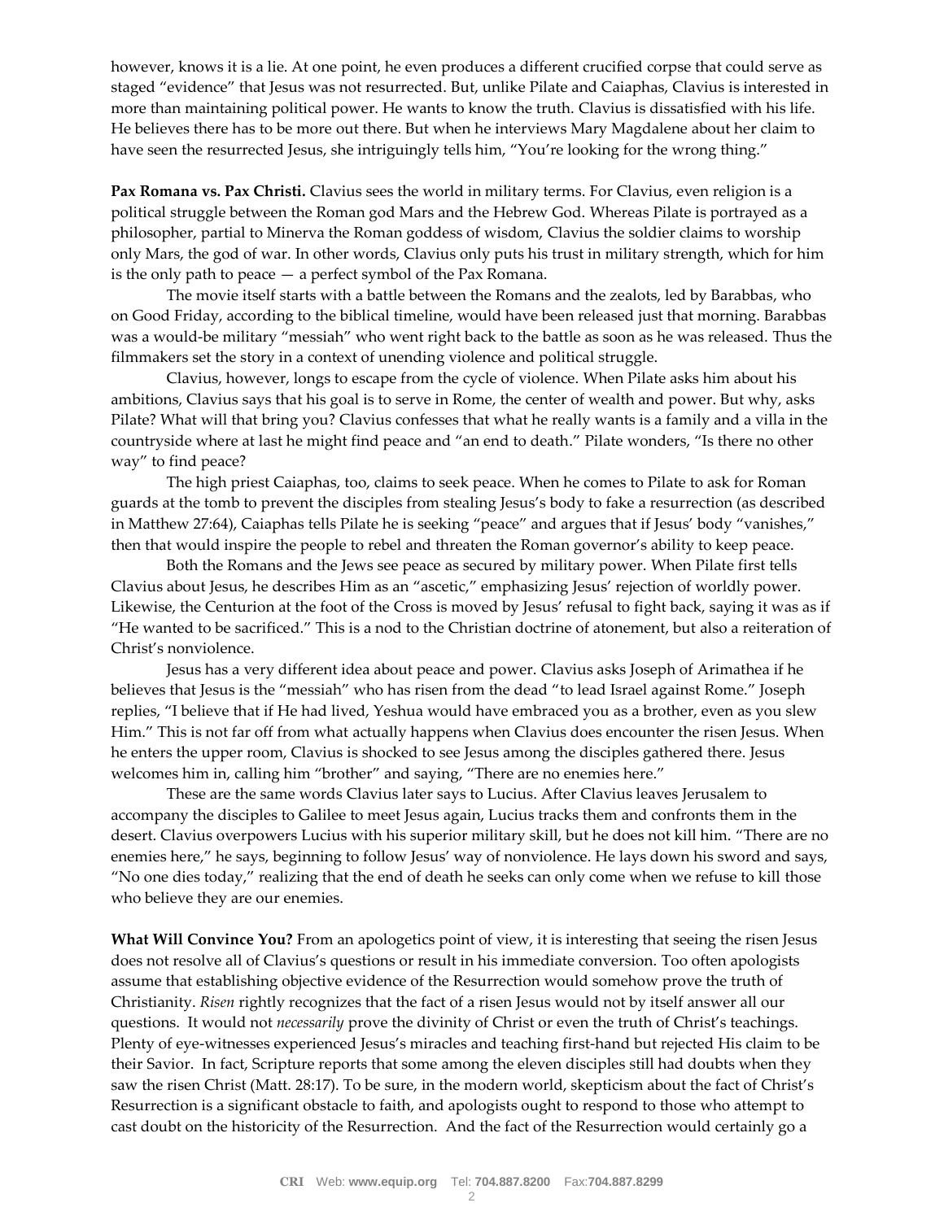however, knows it is a lie. At one point, he even produces a different crucified corpse that could serve as staged "evidence" that Jesus was not resurrected. But, unlike Pilate and Caiaphas, Clavius is interested in more than maintaining political power. He wants to know the truth. Clavius is dissatisfied with his life. He believes there has to be more out there. But when he interviews Mary Magdalene about her claim to have seen the resurrected Jesus, she intriguingly tells him, "You're looking for the wrong thing."

**Pax Romana vs. Pax Christi.** Clavius sees the world in military terms. For Clavius, even religion is a political struggle between the Roman god Mars and the Hebrew God. Whereas Pilate is portrayed as a philosopher, partial to Minerva the Roman goddess of wisdom, Clavius the soldier claims to worship only Mars, the god of war. In other words, Clavius only puts his trust in military strength, which for him is the only path to peace — a perfect symbol of the Pax Romana.

The movie itself starts with a battle between the Romans and the zealots, led by Barabbas, who on Good Friday, according to the biblical timeline, would have been released just that morning. Barabbas was a would-be military "messiah" who went right back to the battle as soon as he was released. Thus the filmmakers set the story in a context of unending violence and political struggle.

Clavius, however, longs to escape from the cycle of violence. When Pilate asks him about his ambitions, Clavius says that his goal is to serve in Rome, the center of wealth and power. But why, asks Pilate? What will that bring you? Clavius confesses that what he really wants is a family and a villa in the countryside where at last he might find peace and "an end to death." Pilate wonders, "Is there no other way" to find peace?

The high priest Caiaphas, too, claims to seek peace. When he comes to Pilate to ask for Roman guards at the tomb to prevent the disciples from stealing Jesus's body to fake a resurrection (as described in Matthew 27:64), Caiaphas tells Pilate he is seeking "peace" and argues that if Jesus' body "vanishes," then that would inspire the people to rebel and threaten the Roman governor's ability to keep peace.

Both the Romans and the Jews see peace as secured by military power. When Pilate first tells Clavius about Jesus, he describes Him as an "ascetic," emphasizing Jesus' rejection of worldly power. Likewise, the Centurion at the foot of the Cross is moved by Jesus' refusal to fight back, saying it was as if "He wanted to be sacrificed." This is a nod to the Christian doctrine of atonement, but also a reiteration of Christ's nonviolence.

Jesus has a very different idea about peace and power. Clavius asks Joseph of Arimathea if he believes that Jesus is the "messiah" who has risen from the dead "to lead Israel against Rome." Joseph replies, "I believe that if He had lived, Yeshua would have embraced you as a brother, even as you slew Him." This is not far off from what actually happens when Clavius does encounter the risen Jesus. When he enters the upper room, Clavius is shocked to see Jesus among the disciples gathered there. Jesus welcomes him in, calling him "brother" and saying, "There are no enemies here."

These are the same words Clavius later says to Lucius. After Clavius leaves Jerusalem to accompany the disciples to Galilee to meet Jesus again, Lucius tracks them and confronts them in the desert. Clavius overpowers Lucius with his superior military skill, but he does not kill him. "There are no enemies here," he says, beginning to follow Jesus' way of nonviolence. He lays down his sword and says, "No one dies today," realizing that the end of death he seeks can only come when we refuse to kill those who believe they are our enemies.

**What Will Convince You?** From an apologetics point of view, it is interesting that seeing the risen Jesus does not resolve all of Clavius's questions or result in his immediate conversion. Too often apologists assume that establishing objective evidence of the Resurrection would somehow prove the truth of Christianity. *Risen* rightly recognizes that the fact of a risen Jesus would not by itself answer all our questions. It would not *necessarily* prove the divinity of Christ or even the truth of Christ's teachings. Plenty of eye-witnesses experienced Jesus's miracles and teaching first-hand but rejected His claim to be their Savior. In fact, Scripture reports that some among the eleven disciples still had doubts when they saw the risen Christ (Matt. 28:17). To be sure, in the modern world, skepticism about the fact of Christ's Resurrection is a significant obstacle to faith, and apologists ought to respond to those who attempt to cast doubt on the historicity of the Resurrection. And the fact of the Resurrection would certainly go a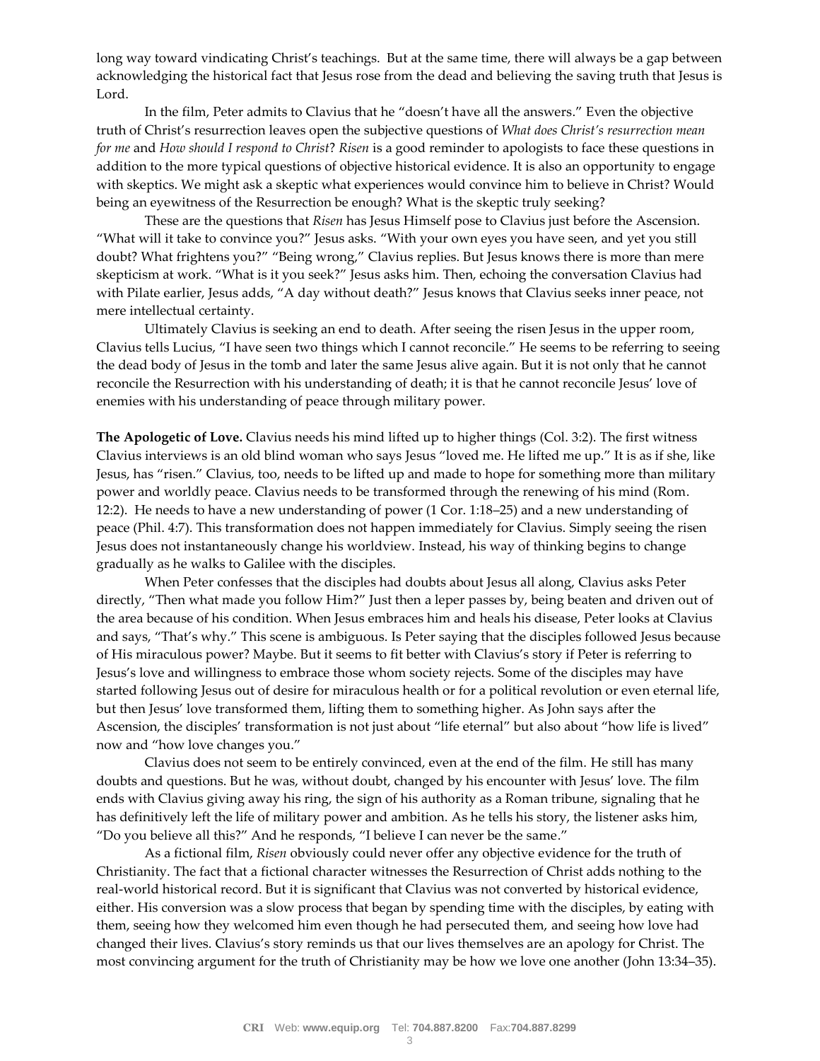long way toward vindicating Christ's teachings. But at the same time, there will always be a gap between acknowledging the historical fact that Jesus rose from the dead and believing the saving truth that Jesus is Lord.

In the film, Peter admits to Clavius that he "doesn't have all the answers." Even the objective truth of Christ's resurrection leaves open the subjective questions of *What does Christ's resurrection mean for me* and *How should I respond to Christ*? *Risen* is a good reminder to apologists to face these questions in addition to the more typical questions of objective historical evidence. It is also an opportunity to engage with skeptics. We might ask a skeptic what experiences would convince him to believe in Christ? Would being an eyewitness of the Resurrection be enough? What is the skeptic truly seeking?

These are the questions that *Risen* has Jesus Himself pose to Clavius just before the Ascension. "What will it take to convince you?" Jesus asks. "With your own eyes you have seen, and yet you still doubt? What frightens you?" "Being wrong," Clavius replies. But Jesus knows there is more than mere skepticism at work. "What is it you seek?" Jesus asks him. Then, echoing the conversation Clavius had with Pilate earlier, Jesus adds, "A day without death?" Jesus knows that Clavius seeks inner peace, not mere intellectual certainty.

Ultimately Clavius is seeking an end to death. After seeing the risen Jesus in the upper room, Clavius tells Lucius, "I have seen two things which I cannot reconcile." He seems to be referring to seeing the dead body of Jesus in the tomb and later the same Jesus alive again. But it is not only that he cannot reconcile the Resurrection with his understanding of death; it is that he cannot reconcile Jesus' love of enemies with his understanding of peace through military power.

**The Apologetic of Love.** Clavius needs his mind lifted up to higher things (Col. 3:2). The first witness Clavius interviews is an old blind woman who says Jesus "loved me. He lifted me up." It is as if she, like Jesus, has "risen." Clavius, too, needs to be lifted up and made to hope for something more than military power and worldly peace. Clavius needs to be transformed through the renewing of his mind (Rom. 12:2). He needs to have a new understanding of power (1 Cor. 1:18–25) and a new understanding of peace (Phil. 4:7). This transformation does not happen immediately for Clavius. Simply seeing the risen Jesus does not instantaneously change his worldview. Instead, his way of thinking begins to change gradually as he walks to Galilee with the disciples.

When Peter confesses that the disciples had doubts about Jesus all along, Clavius asks Peter directly, "Then what made you follow Him?" Just then a leper passes by, being beaten and driven out of the area because of his condition. When Jesus embraces him and heals his disease, Peter looks at Clavius and says, "That's why." This scene is ambiguous. Is Peter saying that the disciples followed Jesus because of His miraculous power? Maybe. But it seems to fit better with Clavius's story if Peter is referring to Jesus's love and willingness to embrace those whom society rejects. Some of the disciples may have started following Jesus out of desire for miraculous health or for a political revolution or even eternal life, but then Jesus' love transformed them, lifting them to something higher. As John says after the Ascension, the disciples' transformation is not just about "life eternal" but also about "how life is lived" now and "how love changes you."

Clavius does not seem to be entirely convinced, even at the end of the film. He still has many doubts and questions. But he was, without doubt, changed by his encounter with Jesus' love. The film ends with Clavius giving away his ring, the sign of his authority as a Roman tribune, signaling that he has definitively left the life of military power and ambition. As he tells his story, the listener asks him, "Do you believe all this?" And he responds, "I believe I can never be the same."

As a fictional film, *Risen* obviously could never offer any objective evidence for the truth of Christianity. The fact that a fictional character witnesses the Resurrection of Christ adds nothing to the real-world historical record. But it is significant that Clavius was not converted by historical evidence, either. His conversion was a slow process that began by spending time with the disciples, by eating with them, seeing how they welcomed him even though he had persecuted them, and seeing how love had changed their lives. Clavius's story reminds us that our lives themselves are an apology for Christ. The most convincing argument for the truth of Christianity may be how we love one another (John 13:34–35).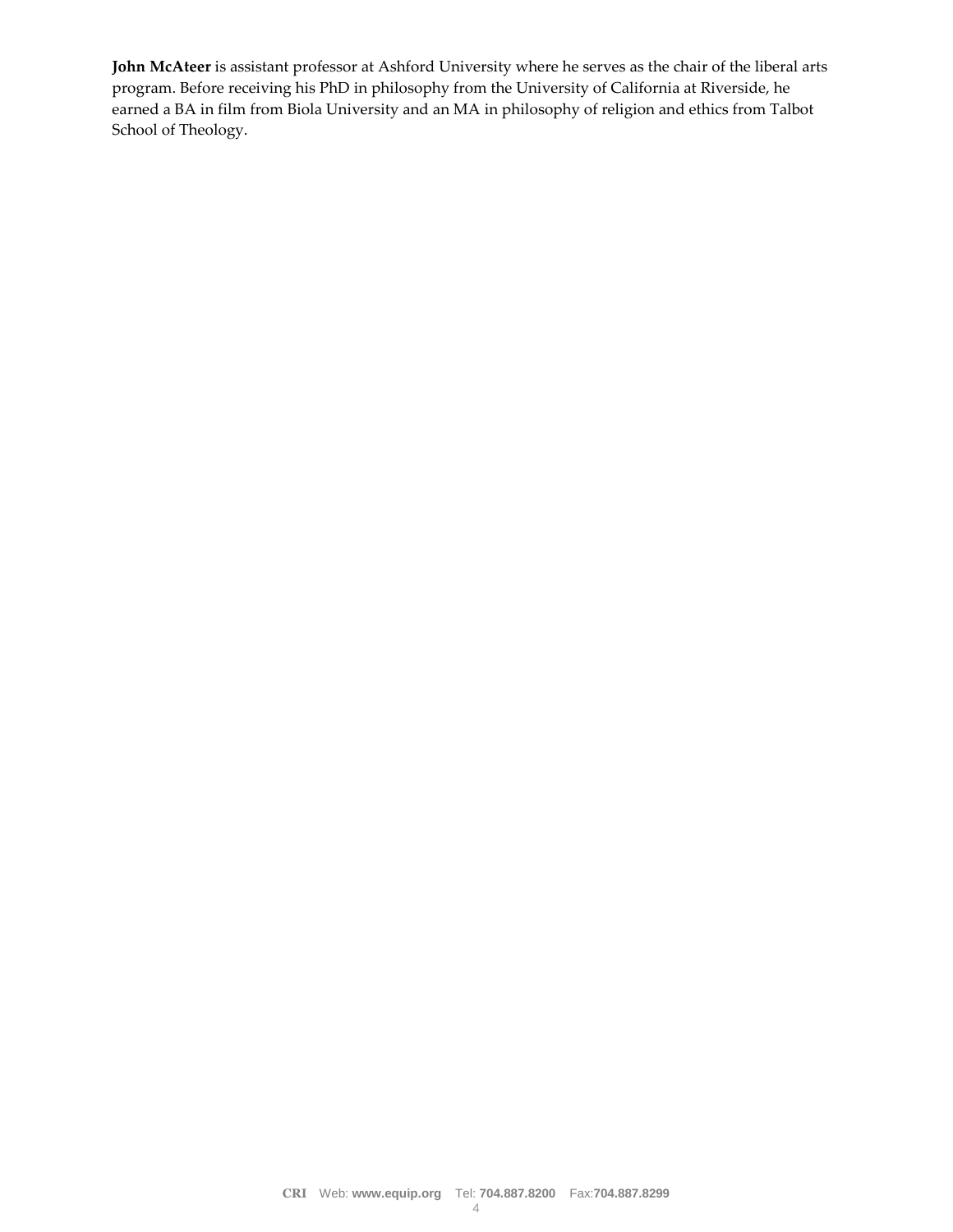**John McAteer** is assistant professor at Ashford University where he serves as the chair of the liberal arts program. Before receiving his PhD in philosophy from the University of California at Riverside, he earned a BA in film from Biola University and an MA in philosophy of religion and ethics from Talbot School of Theology.